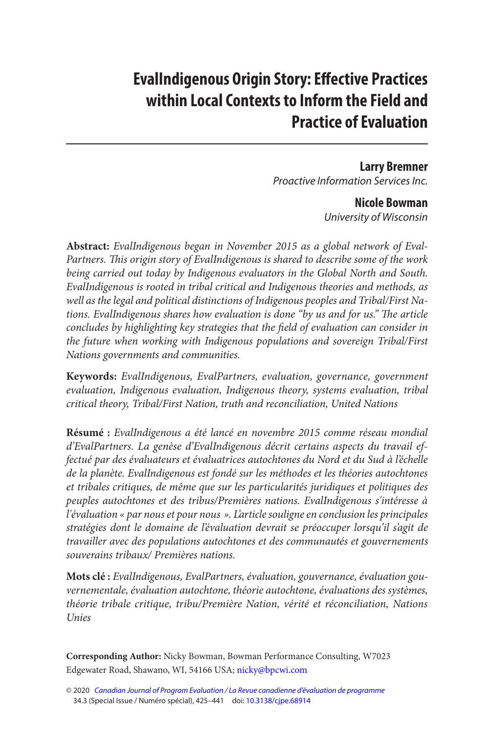# EvalIndigenous Origin Story: Effective Practices within Local Contexts to Inform the Field and Practice of Evaluation

**Larry Bremner**
*Proactive Information Services Inc.*

**Nicole Bowman**
*University of Wisconsin*

**Abstract:** *EvalIndigenous began in November 2015 as a global network of EvalPartners. This origin story of EvalIndigenous is shared to describe some of the work being carried out today by Indigenous evaluators in the Global North and South. EvalIndigenous is rooted in tribal critical and Indigenous theories and methods, as well as the legal and political distinctions of Indigenous peoples and Tribal/First Nations. EvalIndigenous shares how evaluation is done "by us and for us." The article concludes by highlighting key strategies that the field of evaluation can consider in the future when working with Indigenous populations and sovereign Tribal/First Nations governments and communities.*

**Keywords:** *EvalIndigenous, EvalPartners, evaluation, governance, government evaluation, Indigenous evaluation, Indigenous theory, systems evaluation, tribal critical theory, Tribal/First Nation, truth and reconciliation, United Nations*

**Résumé :** *EvalIndigenous a été lancé en novembre 2015 comme réseau mondial d'EvalPartners. La genèse d'EvalIndigenous décrit certains aspects du travail effectué par des évaluateurs et évaluatrices autochtones du Nord et du Sud à l'échelle de la planète. EvalIndigenous est fondé sur les méthodes et les théories autochtones et tribales critiques, de même que sur les particularités juridiques et politiques des peuples autochtones et des tribus/Premières nations. EvalIndigenous s'intéresse à l'évaluation « par nous et pour nous ». L'article souligne en conclusion les principales stratégies dont le domaine de l'évaluation devrait se préoccuper lorsqu'il s'agit de travailler avec des populations autochtones et des communautés et gouvernements souverains tribaux/ Premières nations.*

**Mots clé :** *EvalIndigenous, EvalPartners, évaluation, gouvernance, évaluation gouvernementale, évaluation autochtone, théorie autochtone, évaluations des systèmes, théorie tribale critique, tribu/Première Nation, vérité et réconciliation, Nations Unies*

**Corresponding Author:** Nicky Bowman, Bowman Performance Consulting, W7023 Edgewater Road, Shawano, WI, 54166 USA; nicky@bpcwi.com

© 2020 *Canadian Journal of Program Evaluation / La Revue canadienne d'évaluation de programme* 34.3 (Special Issue / Numéro spécial), 425–441 doi: 10.3138/cjpe.68914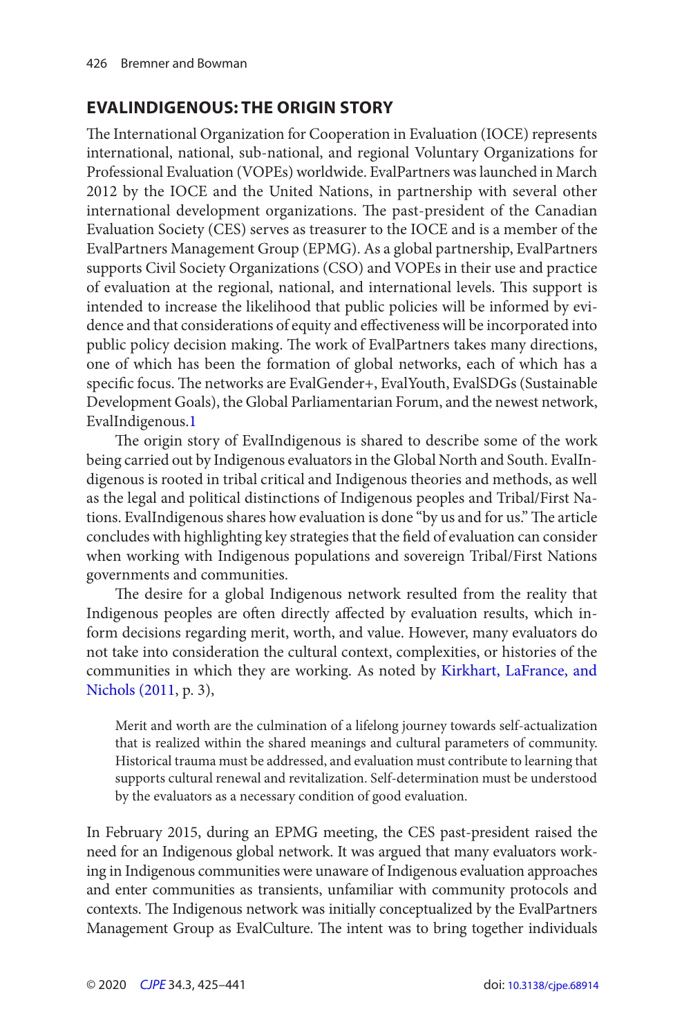## EVALINDIGENOUS: THE ORIGIN STORY

The International Organization for Cooperation in Evaluation (IOCE) represents international, national, sub-national, and regional Voluntary Organizations for Professional Evaluation (VOPEs) worldwide. EvalPartners was launched in March 2012 by the IOCE and the United Nations, in partnership with several other international development organizations. The past-president of the Canadian Evaluation Society (CES) serves as treasurer to the IOCE and is a member of the EvalPartners Management Group (EPMG). As a global partnership, EvalPartners supports Civil Society Organizations (CSO) and VOPEs in their use and practice of evaluation at the regional, national, and international levels. This support is intended to increase the likelihood that public policies will be informed by evidence and that considerations of equity and effectiveness will be incorporated into public policy decision making. The work of EvalPartners takes many directions, one of which has been the formation of global networks, each of which has a specific focus. The networks are EvalGender+, EvalYouth, EvalSDGs (Sustainable Development Goals), the Global Parliamentarian Forum, and the newest network, EvalIndigenous.[1]

The origin story of EvalIndigenous is shared to describe some of the work being carried out by Indigenous evaluators in the Global North and South. EvalIndigenous is rooted in tribal critical and Indigenous theories and methods, as well as the legal and political distinctions of Indigenous peoples and Tribal/First Nations. EvalIndigenous shares how evaluation is done "by us and for us." The article concludes with highlighting key strategies that the field of evaluation can consider when working with Indigenous populations and sovereign Tribal/First Nations governments and communities.

The desire for a global Indigenous network resulted from the reality that Indigenous peoples are often directly affected by evaluation results, which inform decisions regarding merit, worth, and value. However, many evaluators do not take into consideration the cultural context, complexities, or histories of the communities in which they are working. As noted by Kirkhart, LaFrance, and Nichols (2011, p. 3),

> Merit and worth are the culmination of a lifelong journey towards self-actualization that is realized within the shared meanings and cultural parameters of community. Historical trauma must be addressed, and evaluation must contribute to learning that supports cultural renewal and revitalization. Self-determination must be understood by the evaluators as a necessary condition of good evaluation.

In February 2015, during an EPMG meeting, the CES past-president raised the need for an Indigenous global network. It was argued that many evaluators working in Indigenous communities were unaware of Indigenous evaluation approaches and enter communities as transients, unfamiliar with community protocols and contexts. The Indigenous network was initially conceptualized by the EvalPartners Management Group as EvalCulture. The intent was to bring together individuals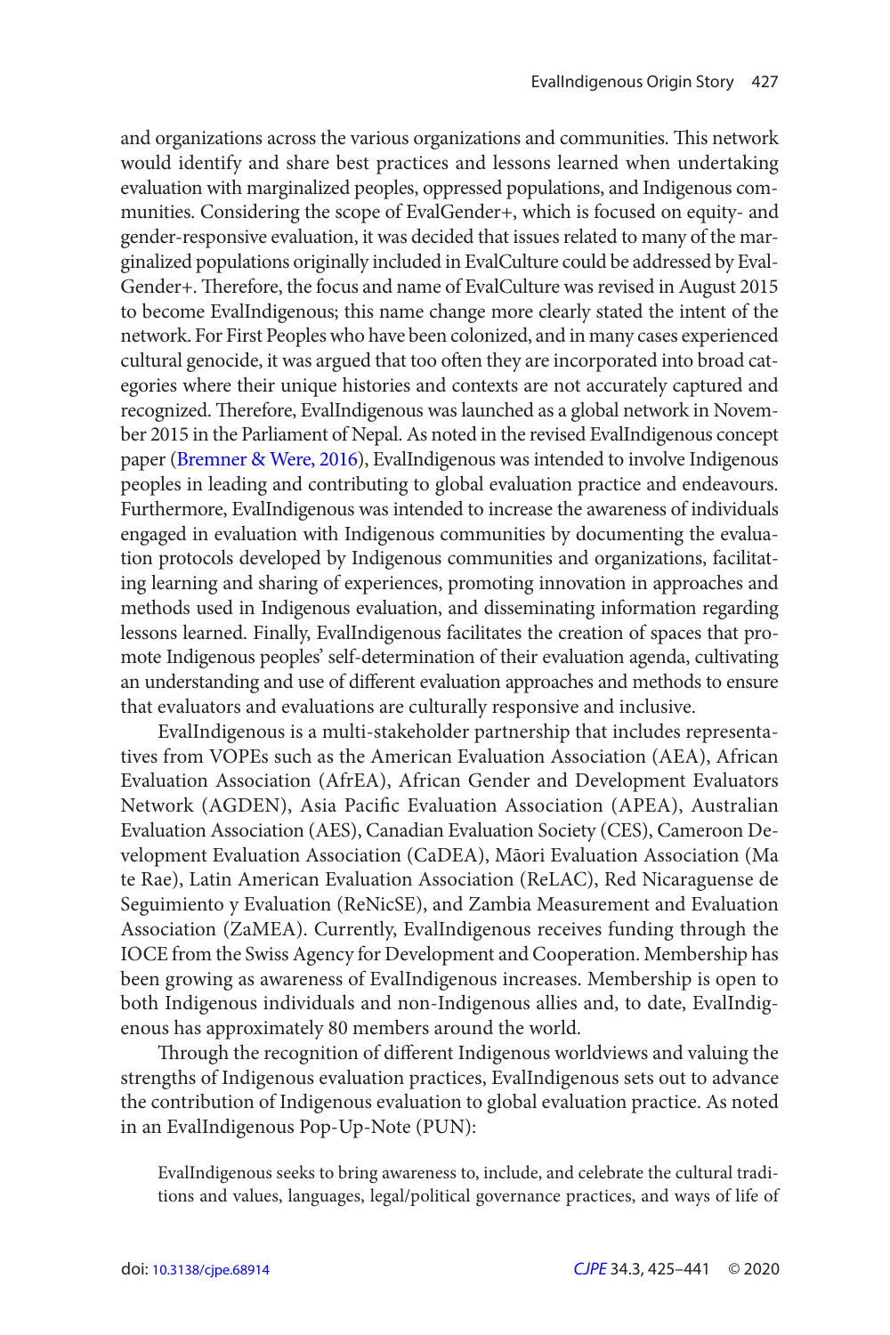and organizations across the various organizations and communities. This network would identify and share best practices and lessons learned when undertaking evaluation with marginalized peoples, oppressed populations, and Indigenous communities. Considering the scope of EvalGender+, which is focused on equity- and gender-responsive evaluation, it was decided that issues related to many of the marginalized populations originally included in EvalCulture could be addressed by EvalGender+. Therefore, the focus and name of EvalCulture was revised in August 2015 to become EvalIndigenous; this name change more clearly stated the intent of the network. For First Peoples who have been colonized, and in many cases experienced cultural genocide, it was argued that too often they are incorporated into broad categories where their unique histories and contexts are not accurately captured and recognized. Therefore, EvalIndigenous was launched as a global network in November 2015 in the Parliament of Nepal. As noted in the revised EvalIndigenous concept paper (Bremner & Were, 2016), EvalIndigenous was intended to involve Indigenous peoples in leading and contributing to global evaluation practice and endeavours. Furthermore, EvalIndigenous was intended to increase the awareness of individuals engaged in evaluation with Indigenous communities by documenting the evaluation protocols developed by Indigenous communities and organizations, facilitating learning and sharing of experiences, promoting innovation in approaches and methods used in Indigenous evaluation, and disseminating information regarding lessons learned. Finally, EvalIndigenous facilitates the creation of spaces that promote Indigenous peoples' self-determination of their evaluation agenda, cultivating an understanding and use of different evaluation approaches and methods to ensure that evaluators and evaluations are culturally responsive and inclusive.

EvalIndigenous is a multi-stakeholder partnership that includes representatives from VOPEs such as the American Evaluation Association (AEA), African Evaluation Association (AfrEA), African Gender and Development Evaluators Network (AGDEN), Asia Pacific Evaluation Association (APEA), Australian Evaluation Association (AES), Canadian Evaluation Society (CES), Cameroon Development Evaluation Association (CaDEA), Māori Evaluation Association (Ma te Rae), Latin American Evaluation Association (ReLAC), Red Nicaraguense de Seguimiento y Evaluation (ReNicSE), and Zambia Measurement and Evaluation Association (ZaMEA). Currently, EvalIndigenous receives funding through the IOCE from the Swiss Agency for Development and Cooperation. Membership has been growing as awareness of EvalIndigenous increases. Membership is open to both Indigenous individuals and non-Indigenous allies and, to date, EvalIndigenous has approximately 80 members around the world.

Through the recognition of different Indigenous worldviews and valuing the strengths of Indigenous evaluation practices, EvalIndigenous sets out to advance the contribution of Indigenous evaluation to global evaluation practice. As noted in an EvalIndigenous Pop-Up-Note (PUN):

> EvalIndigenous seeks to bring awareness to, include, and celebrate the cultural traditions and values, languages, legal/political governance practices, and ways of life of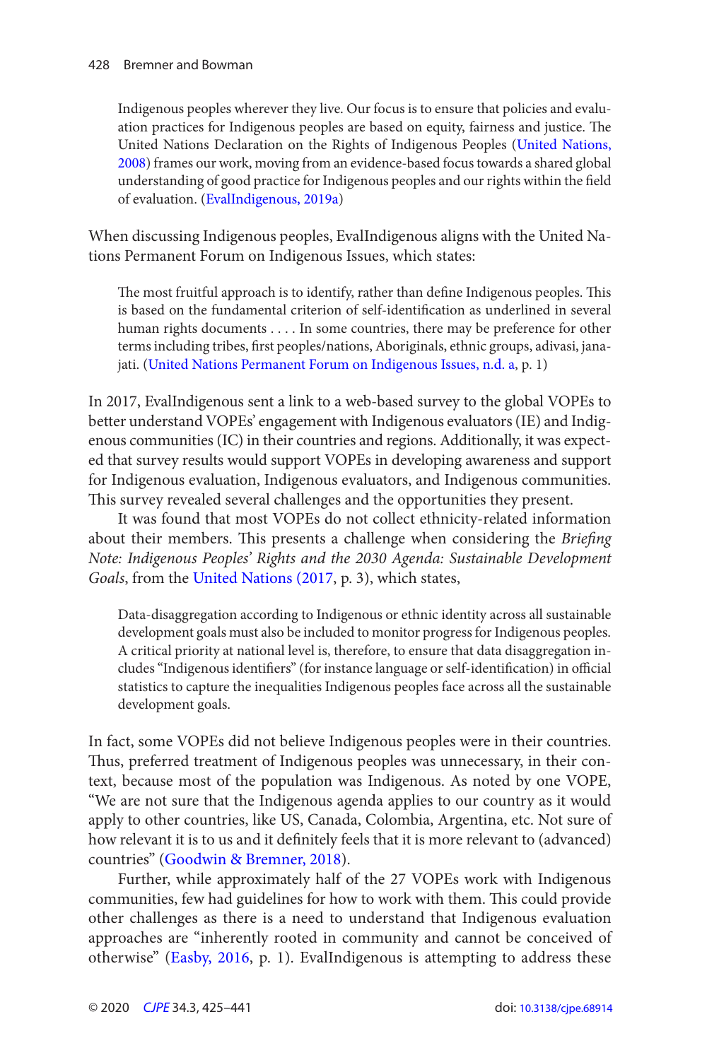> Indigenous peoples wherever they live. Our focus is to ensure that policies and evaluation practices for Indigenous peoples are based on equity, fairness and justice. The United Nations Declaration on the Rights of Indigenous Peoples (United Nations, 2008) frames our work, moving from an evidence-based focus towards a shared global understanding of good practice for Indigenous peoples and our rights within the field of evaluation. (EvalIndigenous, 2019a)

When discussing Indigenous peoples, EvalIndigenous aligns with the United Nations Permanent Forum on Indigenous Issues, which states:

> The most fruitful approach is to identify, rather than define Indigenous peoples. This is based on the fundamental criterion of self-identification as underlined in several human rights documents . . . . In some countries, there may be preference for other terms including tribes, first peoples/nations, Aboriginals, ethnic groups, adivasi, janajati. (United Nations Permanent Forum on Indigenous Issues, n.d. a, p. 1)

In 2017, EvalIndigenous sent a link to a web-based survey to the global VOPEs to better understand VOPEs' engagement with Indigenous evaluators (IE) and Indigenous communities (IC) in their countries and regions. Additionally, it was expected that survey results would support VOPEs in developing awareness and support for Indigenous evaluation, Indigenous evaluators, and Indigenous communities. This survey revealed several challenges and the opportunities they present.

It was found that most VOPEs do not collect ethnicity-related information about their members. This presents a challenge when considering the *Briefing Note: Indigenous Peoples' Rights and the 2030 Agenda: Sustainable Development Goals*, from the United Nations (2017, p. 3), which states,

> Data-disaggregation according to Indigenous or ethnic identity across all sustainable development goals must also be included to monitor progress for Indigenous peoples. A critical priority at national level is, therefore, to ensure that data disaggregation includes "Indigenous identifiers" (for instance language or self-identification) in official statistics to capture the inequalities Indigenous peoples face across all the sustainable development goals.

In fact, some VOPEs did not believe Indigenous peoples were in their countries. Thus, preferred treatment of Indigenous peoples was unnecessary, in their context, because most of the population was Indigenous. As noted by one VOPE, "We are not sure that the Indigenous agenda applies to our country as it would apply to other countries, like US, Canada, Colombia, Argentina, etc. Not sure of how relevant it is to us and it definitely feels that it is more relevant to (advanced) countries" (Goodwin & Bremner, 2018).

Further, while approximately half of the 27 VOPEs work with Indigenous communities, few had guidelines for how to work with them. This could provide other challenges as there is a need to understand that Indigenous evaluation approaches are "inherently rooted in community and cannot be conceived of otherwise" (Easby, 2016, p. 1). EvalIndigenous is attempting to address these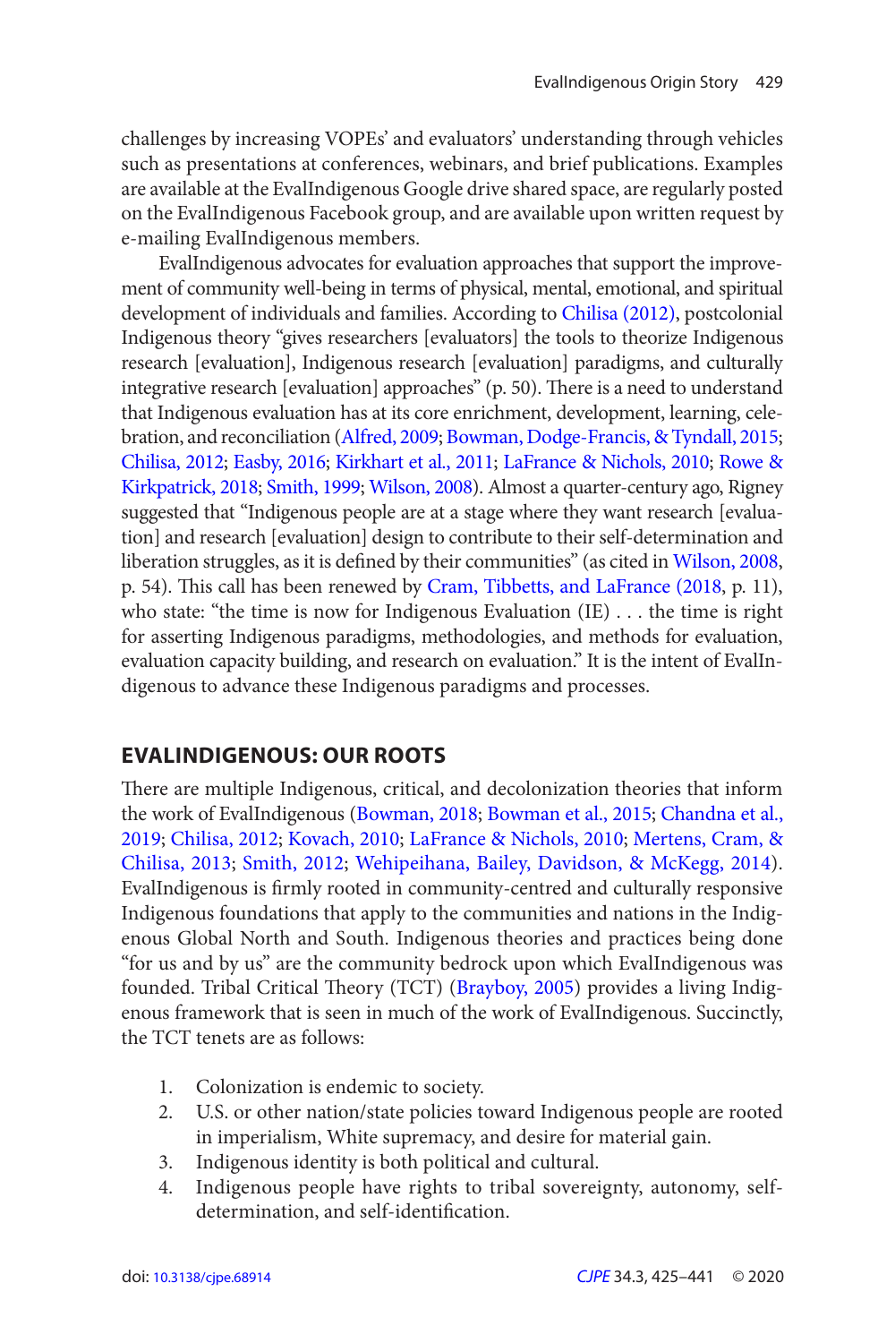challenges by increasing VOPEs' and evaluators' understanding through vehicles such as presentations at conferences, webinars, and brief publications. Examples are available at the EvalIndigenous Google drive shared space, are regularly posted on the EvalIndigenous Facebook group, and are available upon written request by e-mailing EvalIndigenous members.

EvalIndigenous advocates for evaluation approaches that support the improvement of community well-being in terms of physical, mental, emotional, and spiritual development of individuals and families. According to Chilisa (2012), postcolonial Indigenous theory "gives researchers [evaluators] the tools to theorize Indigenous research [evaluation], Indigenous research [evaluation] paradigms, and culturally integrative research [evaluation] approaches" (p. 50). There is a need to understand that Indigenous evaluation has at its core enrichment, development, learning, celebration, and reconciliation (Alfred, 2009; Bowman, Dodge-Francis, & Tyndall, 2015; Chilisa, 2012; Easby, 2016; Kirkhart et al., 2011; LaFrance & Nichols, 2010; Rowe & Kirkpatrick, 2018; Smith, 1999; Wilson, 2008). Almost a quarter-century ago, Rigney suggested that "Indigenous people are at a stage where they want research [evaluation] and research [evaluation] design to contribute to their self-determination and liberation struggles, as it is defined by their communities" (as cited in Wilson, 2008, p. 54). This call has been renewed by Cram, Tibbetts, and LaFrance (2018, p. 11), who state: "the time is now for Indigenous Evaluation (IE) . . . the time is right for asserting Indigenous paradigms, methodologies, and methods for evaluation, evaluation capacity building, and research on evaluation." It is the intent of EvalIndigenous to advance these Indigenous paradigms and processes.

## EVALINDIGENOUS: OUR ROOTS

There are multiple Indigenous, critical, and decolonization theories that inform the work of EvalIndigenous (Bowman, 2018; Bowman et al., 2015; Chandna et al., 2019; Chilisa, 2012; Kovach, 2010; LaFrance & Nichols, 2010; Mertens, Cram, & Chilisa, 2013; Smith, 2012; Wehipeihana, Bailey, Davidson, & McKegg, 2014). EvalIndigenous is firmly rooted in community-centred and culturally responsive Indigenous foundations that apply to the communities and nations in the Indigenous Global North and South. Indigenous theories and practices being done "for us and by us" are the community bedrock upon which EvalIndigenous was founded. Tribal Critical Theory (TCT) (Brayboy, 2005) provides a living Indigenous framework that is seen in much of the work of EvalIndigenous. Succinctly, the TCT tenets are as follows:

1. Colonization is endemic to society.
2. U.S. or other nation/state policies toward Indigenous people are rooted in imperialism, White supremacy, and desire for material gain.
3. Indigenous identity is both political and cultural.
4. Indigenous people have rights to tribal sovereignty, autonomy, self-determination, and self-identification.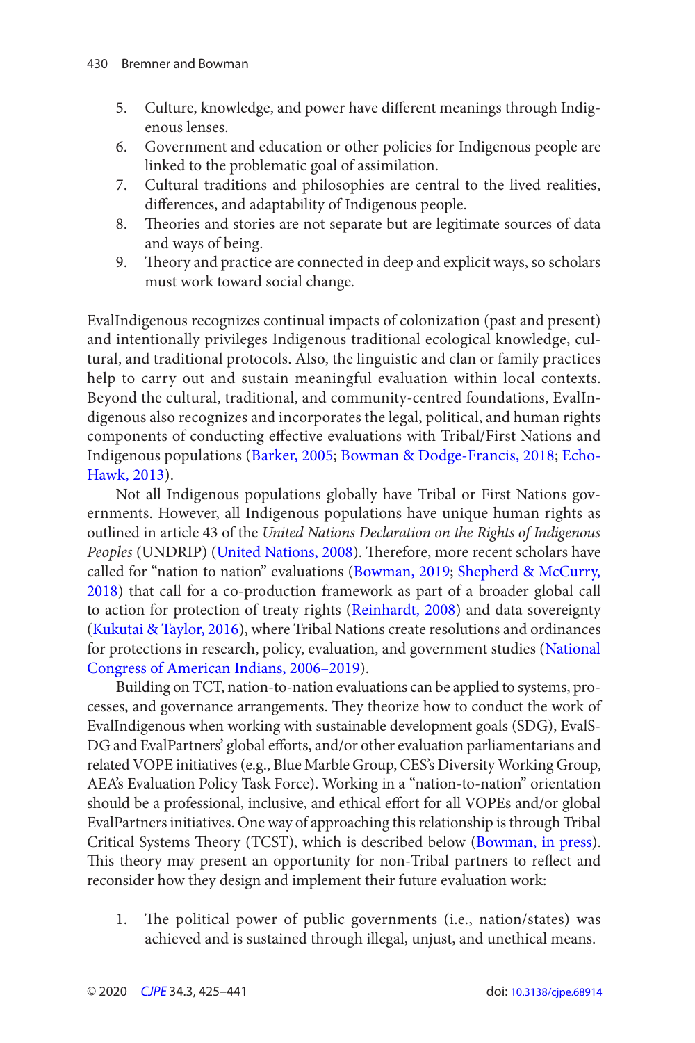5. Culture, knowledge, and power have different meanings through Indigenous lenses.
6. Government and education or other policies for Indigenous people are linked to the problematic goal of assimilation.
7. Cultural traditions and philosophies are central to the lived realities, differences, and adaptability of Indigenous people.
8. Theories and stories are not separate but are legitimate sources of data and ways of being.
9. Theory and practice are connected in deep and explicit ways, so scholars must work toward social change.

EvalIndigenous recognizes continual impacts of colonization (past and present) and intentionally privileges Indigenous traditional ecological knowledge, cultural, and traditional protocols. Also, the linguistic and clan or family practices help to carry out and sustain meaningful evaluation within local contexts. Beyond the cultural, traditional, and community-centred foundations, EvalIndigenous also recognizes and incorporates the legal, political, and human rights components of conducting effective evaluations with Tribal/First Nations and Indigenous populations (Barker, 2005; Bowman & Dodge-Francis, 2018; Echo-Hawk, 2013).

Not all Indigenous populations globally have Tribal or First Nations governments. However, all Indigenous populations have unique human rights as outlined in article 43 of the *United Nations Declaration on the Rights of Indigenous Peoples* (UNDRIP) (United Nations, 2008). Therefore, more recent scholars have called for "nation to nation" evaluations (Bowman, 2019; Shepherd & McCurry, 2018) that call for a co-production framework as part of a broader global call to action for protection of treaty rights (Reinhardt, 2008) and data sovereignty (Kukutai & Taylor, 2016), where Tribal Nations create resolutions and ordinances for protections in research, policy, evaluation, and government studies (National Congress of American Indians, 2006–2019).

Building on TCT, nation-to-nation evaluations can be applied to systems, processes, and governance arrangements. They theorize how to conduct the work of EvalIndigenous when working with sustainable development goals (SDG), EvalSDG and EvalPartners' global efforts, and/or other evaluation parliamentarians and related VOPE initiatives (e.g., Blue Marble Group, CES's Diversity Working Group, AEA's Evaluation Policy Task Force). Working in a "nation-to-nation" orientation should be a professional, inclusive, and ethical effort for all VOPEs and/or global EvalPartners initiatives. One way of approaching this relationship is through Tribal Critical Systems Theory (TCST), which is described below (Bowman, in press). This theory may present an opportunity for non-Tribal partners to reflect and reconsider how they design and implement their future evaluation work:

1. The political power of public governments (i.e., nation/states) was achieved and is sustained through illegal, unjust, and unethical means.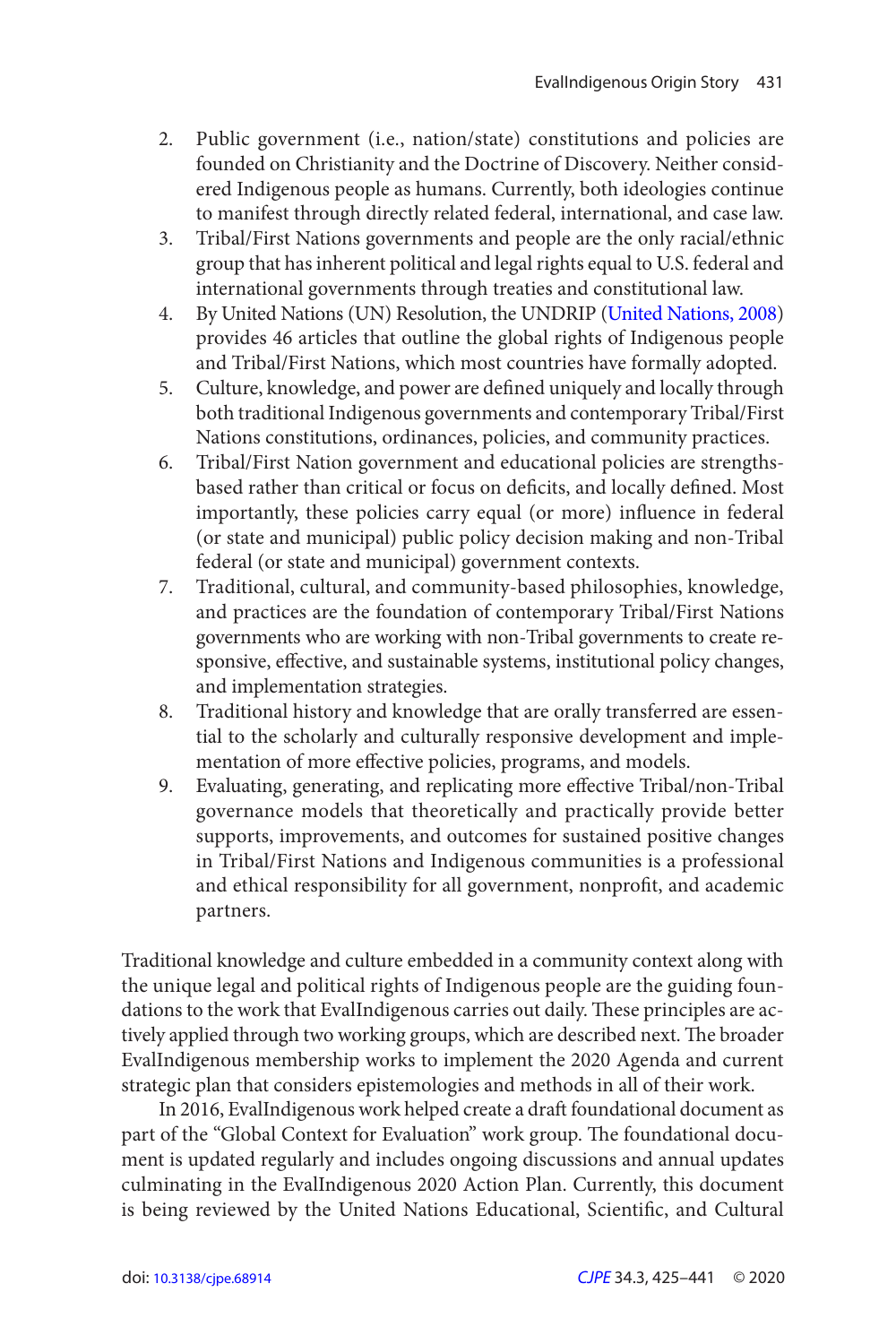2. Public government (i.e., nation/state) constitutions and policies are founded on Christianity and the Doctrine of Discovery. Neither considered Indigenous people as humans. Currently, both ideologies continue to manifest through directly related federal, international, and case law.
3. Tribal/First Nations governments and people are the only racial/ethnic group that has inherent political and legal rights equal to U.S. federal and international governments through treaties and constitutional law.
4. By United Nations (UN) Resolution, the UNDRIP (United Nations, 2008) provides 46 articles that outline the global rights of Indigenous people and Tribal/First Nations, which most countries have formally adopted.
5. Culture, knowledge, and power are defined uniquely and locally through both traditional Indigenous governments and contemporary Tribal/First Nations constitutions, ordinances, policies, and community practices.
6. Tribal/First Nation government and educational policies are strengths-based rather than critical or focus on deficits, and locally defined. Most importantly, these policies carry equal (or more) influence in federal (or state and municipal) public policy decision making and non-Tribal federal (or state and municipal) government contexts.
7. Traditional, cultural, and community-based philosophies, knowledge, and practices are the foundation of contemporary Tribal/First Nations governments who are working with non-Tribal governments to create responsive, effective, and sustainable systems, institutional policy changes, and implementation strategies.
8. Traditional history and knowledge that are orally transferred are essential to the scholarly and culturally responsive development and implementation of more effective policies, programs, and models.
9. Evaluating, generating, and replicating more effective Tribal/non-Tribal governance models that theoretically and practically provide better supports, improvements, and outcomes for sustained positive changes in Tribal/First Nations and Indigenous communities is a professional and ethical responsibility for all government, nonprofit, and academic partners.

Traditional knowledge and culture embedded in a community context along with the unique legal and political rights of Indigenous people are the guiding foundations to the work that EvalIndigenous carries out daily. These principles are actively applied through two working groups, which are described next. The broader EvalIndigenous membership works to implement the 2020 Agenda and current strategic plan that considers epistemologies and methods in all of their work.

In 2016, EvalIndigenous work helped create a draft foundational document as part of the "Global Context for Evaluation" work group. The foundational document is updated regularly and includes ongoing discussions and annual updates culminating in the EvalIndigenous 2020 Action Plan. Currently, this document is being reviewed by the United Nations Educational, Scientific, and Cultural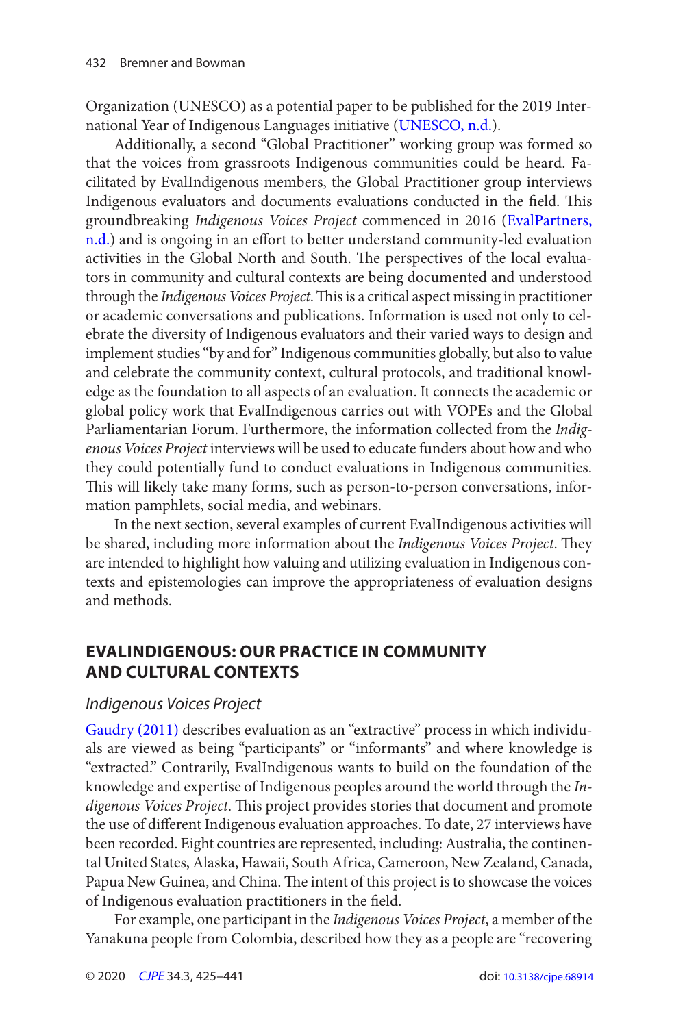Organization (UNESCO) as a potential paper to be published for the 2019 International Year of Indigenous Languages initiative (UNESCO, n.d.).

Additionally, a second "Global Practitioner" working group was formed so that the voices from grassroots Indigenous communities could be heard. Facilitated by EvalIndigenous members, the Global Practitioner group interviews Indigenous evaluators and documents evaluations conducted in the field. This groundbreaking *Indigenous Voices Project* commenced in 2016 (EvalPartners, n.d.) and is ongoing in an effort to better understand community-led evaluation activities in the Global North and South. The perspectives of the local evaluators in community and cultural contexts are being documented and understood through the *Indigenous Voices Project*. This is a critical aspect missing in practitioner or academic conversations and publications. Information is used not only to celebrate the diversity of Indigenous evaluators and their varied ways to design and implement studies "by and for" Indigenous communities globally, but also to value and celebrate the community context, cultural protocols, and traditional knowledge as the foundation to all aspects of an evaluation. It connects the academic or global policy work that EvalIndigenous carries out with VOPEs and the Global Parliamentarian Forum. Furthermore, the information collected from the *Indigenous Voices Project* interviews will be used to educate funders about how and who they could potentially fund to conduct evaluations in Indigenous communities. This will likely take many forms, such as person-to-person conversations, information pamphlets, social media, and webinars.

In the next section, several examples of current EvalIndigenous activities will be shared, including more information about the *Indigenous Voices Project*. They are intended to highlight how valuing and utilizing evaluation in Indigenous contexts and epistemologies can improve the appropriateness of evaluation designs and methods.

## EVALINDIGENOUS: OUR PRACTICE IN COMMUNITY AND CULTURAL CONTEXTS

### *Indigenous Voices Project*

Gaudry (2011) describes evaluation as an "extractive" process in which individuals are viewed as being "participants" or "informants" and where knowledge is "extracted." Contrarily, EvalIndigenous wants to build on the foundation of the knowledge and expertise of Indigenous peoples around the world through the *Indigenous Voices Project*. This project provides stories that document and promote the use of different Indigenous evaluation approaches. To date, 27 interviews have been recorded. Eight countries are represented, including: Australia, the continental United States, Alaska, Hawaii, South Africa, Cameroon, New Zealand, Canada, Papua New Guinea, and China. The intent of this project is to showcase the voices of Indigenous evaluation practitioners in the field.

For example, one participant in the *Indigenous Voices Project*, a member of the Yanakuna people from Colombia, described how they as a people are "recovering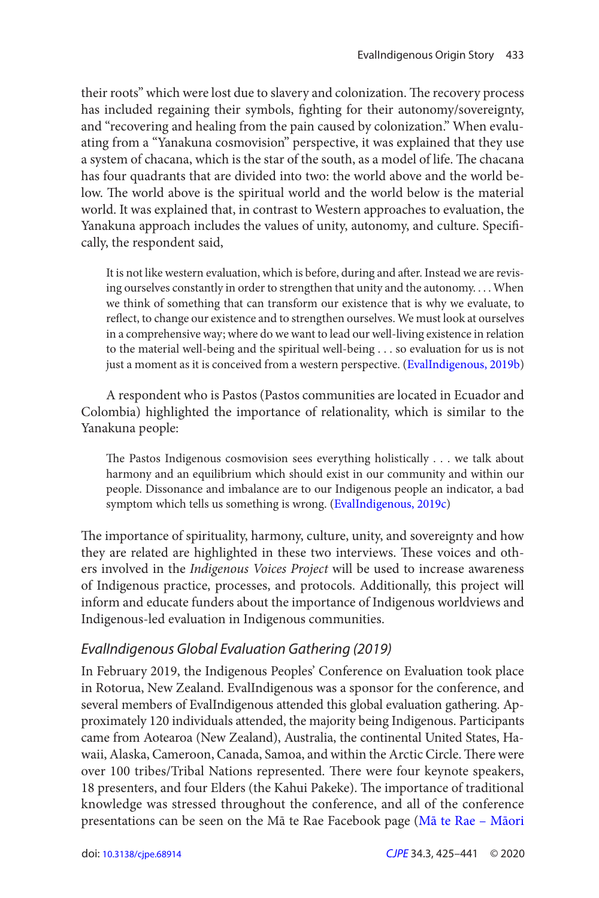their roots" which were lost due to slavery and colonization. The recovery process has included regaining their symbols, fighting for their autonomy/sovereignty, and "recovering and healing from the pain caused by colonization." When evaluating from a "Yanakuna cosmovision" perspective, it was explained that they use a system of chacana, which is the star of the south, as a model of life. The chacana has four quadrants that are divided into two: the world above and the world below. The world above is the spiritual world and the world below is the material world. It was explained that, in contrast to Western approaches to evaluation, the Yanakuna approach includes the values of unity, autonomy, and culture. Specifically, the respondent said,

> It is not like western evaluation, which is before, during and after. Instead we are revising ourselves constantly in order to strengthen that unity and the autonomy. . . . When we think of something that can transform our existence that is why we evaluate, to reflect, to change our existence and to strengthen ourselves. We must look at ourselves in a comprehensive way; where do we want to lead our well-living existence in relation to the material well-being and the spiritual well-being . . . so evaluation for us is not just a moment as it is conceived from a western perspective. (EvalIndigenous, 2019b)

A respondent who is Pastos (Pastos communities are located in Ecuador and Colombia) highlighted the importance of relationality, which is similar to the Yanakuna people:

> The Pastos Indigenous cosmovision sees everything holistically . . . we talk about harmony and an equilibrium which should exist in our community and within our people. Dissonance and imbalance are to our Indigenous people an indicator, a bad symptom which tells us something is wrong. (EvalIndigenous, 2019c)

The importance of spirituality, harmony, culture, unity, and sovereignty and how they are related are highlighted in these two interviews. These voices and others involved in the *Indigenous Voices Project* will be used to increase awareness of Indigenous practice, processes, and protocols. Additionally, this project will inform and educate funders about the importance of Indigenous worldviews and Indigenous-led evaluation in Indigenous communities.

### *EvalIndigenous Global Evaluation Gathering (2019)*

In February 2019, the Indigenous Peoples' Conference on Evaluation took place in Rotorua, New Zealand. EvalIndigenous was a sponsor for the conference, and several members of EvalIndigenous attended this global evaluation gathering. Approximately 120 individuals attended, the majority being Indigenous. Participants came from Aotearoa (New Zealand), Australia, the continental United States, Hawaii, Alaska, Cameroon, Canada, Samoa, and within the Arctic Circle. There were over 100 tribes/Tribal Nations represented. There were four keynote speakers, 18 presenters, and four Elders (the Kahui Pakeke). The importance of traditional knowledge was stressed throughout the conference, and all of the conference presentations can be seen on the Mā te Rae Facebook page (Mā te Rae – Māori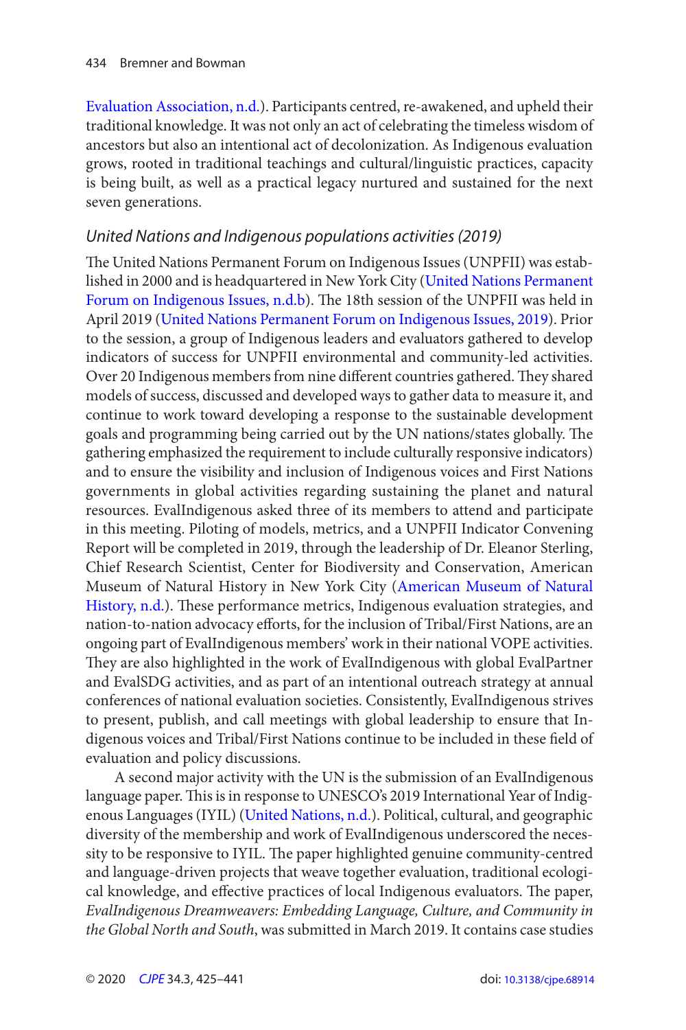Evaluation Association, n.d.). Participants centred, re-awakened, and upheld their traditional knowledge. It was not only an act of celebrating the timeless wisdom of ancestors but also an intentional act of decolonization. As Indigenous evaluation grows, rooted in traditional teachings and cultural/linguistic practices, capacity is being built, as well as a practical legacy nurtured and sustained for the next seven generations.

### *United Nations and Indigenous populations activities (2019)*

The United Nations Permanent Forum on Indigenous Issues (UNPFII) was established in 2000 and is headquartered in New York City (United Nations Permanent Forum on Indigenous Issues, n.d.b). The 18th session of the UNPFII was held in April 2019 (United Nations Permanent Forum on Indigenous Issues, 2019). Prior to the session, a group of Indigenous leaders and evaluators gathered to develop indicators of success for UNPFII environmental and community-led activities. Over 20 Indigenous members from nine different countries gathered. They shared models of success, discussed and developed ways to gather data to measure it, and continue to work toward developing a response to the sustainable development goals and programming being carried out by the UN nations/states globally. The gathering emphasized the requirement to include culturally responsive indicators) and to ensure the visibility and inclusion of Indigenous voices and First Nations governments in global activities regarding sustaining the planet and natural resources. EvalIndigenous asked three of its members to attend and participate in this meeting. Piloting of models, metrics, and a UNPFII Indicator Convening Report will be completed in 2019, through the leadership of Dr. Eleanor Sterling, Chief Research Scientist, Center for Biodiversity and Conservation, American Museum of Natural History in New York City (American Museum of Natural History, n.d.). These performance metrics, Indigenous evaluation strategies, and nation-to-nation advocacy efforts, for the inclusion of Tribal/First Nations, are an ongoing part of EvalIndigenous members' work in their national VOPE activities. They are also highlighted in the work of EvalIndigenous with global EvalPartner and EvalSDG activities, and as part of an intentional outreach strategy at annual conferences of national evaluation societies. Consistently, EvalIndigenous strives to present, publish, and call meetings with global leadership to ensure that Indigenous voices and Tribal/First Nations continue to be included in these field of evaluation and policy discussions.

A second major activity with the UN is the submission of an EvalIndigenous language paper. This is in response to UNESCO's 2019 International Year of Indigenous Languages (IYIL) (United Nations, n.d.). Political, cultural, and geographic diversity of the membership and work of EvalIndigenous underscored the necessity to be responsive to IYIL. The paper highlighted genuine community-centred and language-driven projects that weave together evaluation, traditional ecological knowledge, and effective practices of local Indigenous evaluators. The paper, *EvalIndigenous Dreamweavers: Embedding Language, Culture, and Community in the Global North and South*, was submitted in March 2019. It contains case studies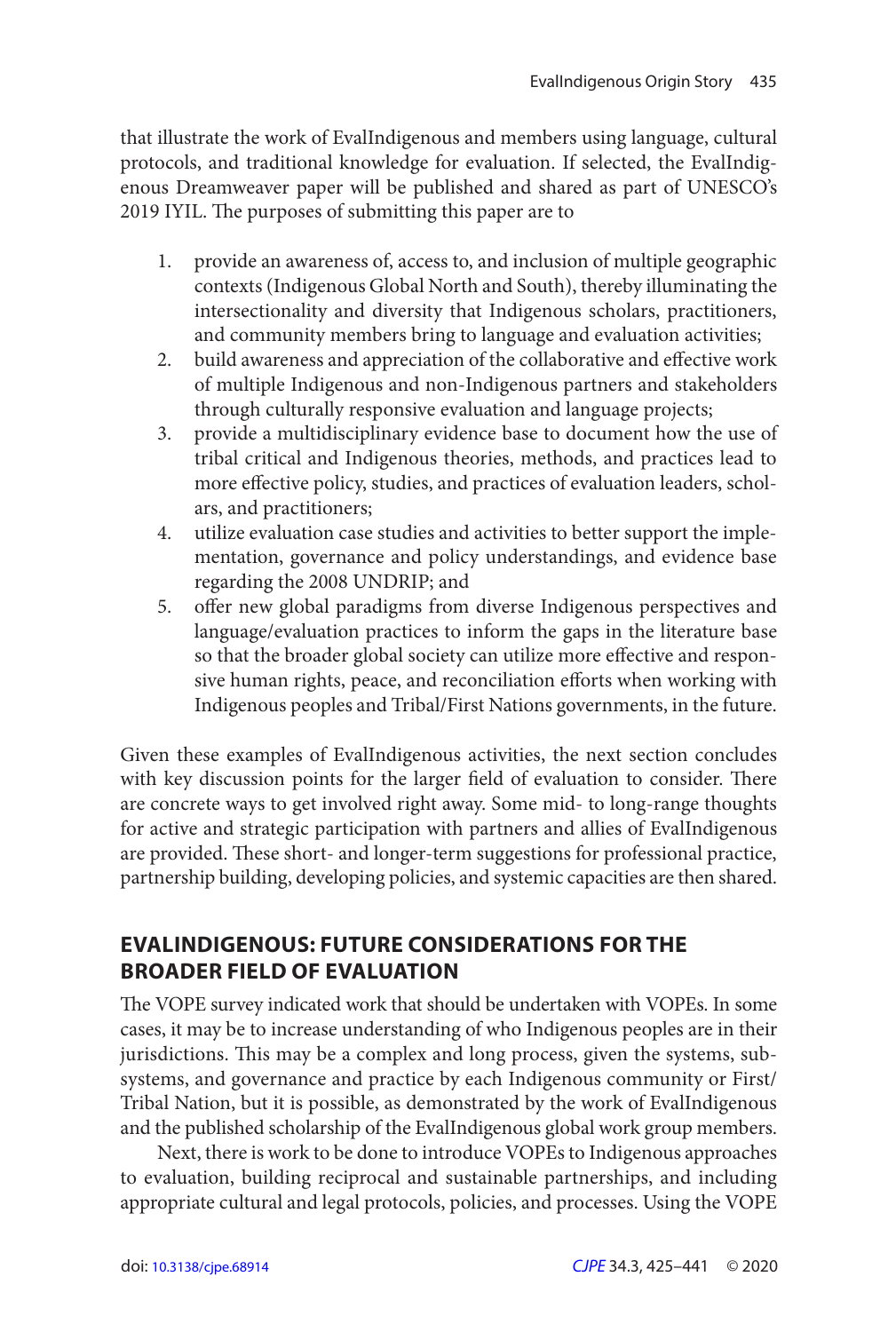that illustrate the work of EvalIndigenous and members using language, cultural protocols, and traditional knowledge for evaluation. If selected, the EvalIndigenous Dreamweaver paper will be published and shared as part of UNESCO's 2019 IYIL. The purposes of submitting this paper are to

1. provide an awareness of, access to, and inclusion of multiple geographic contexts (Indigenous Global North and South), thereby illuminating the intersectionality and diversity that Indigenous scholars, practitioners, and community members bring to language and evaluation activities;
2. build awareness and appreciation of the collaborative and effective work of multiple Indigenous and non-Indigenous partners and stakeholders through culturally responsive evaluation and language projects;
3. provide a multidisciplinary evidence base to document how the use of tribal critical and Indigenous theories, methods, and practices lead to more effective policy, studies, and practices of evaluation leaders, scholars, and practitioners;
4. utilize evaluation case studies and activities to better support the implementation, governance and policy understandings, and evidence base regarding the 2008 UNDRIP; and
5. offer new global paradigms from diverse Indigenous perspectives and language/evaluation practices to inform the gaps in the literature base so that the broader global society can utilize more effective and responsive human rights, peace, and reconciliation efforts when working with Indigenous peoples and Tribal/First Nations governments, in the future.

Given these examples of EvalIndigenous activities, the next section concludes with key discussion points for the larger field of evaluation to consider. There are concrete ways to get involved right away. Some mid- to long-range thoughts for active and strategic participation with partners and allies of EvalIndigenous are provided. These short- and longer-term suggestions for professional practice, partnership building, developing policies, and systemic capacities are then shared.

## EVALINDIGENOUS: FUTURE CONSIDERATIONS FOR THE BROADER FIELD OF EVALUATION

The VOPE survey indicated work that should be undertaken with VOPEs. In some cases, it may be to increase understanding of who Indigenous peoples are in their jurisdictions. This may be a complex and long process, given the systems, subsystems, and governance and practice by each Indigenous community or First/Tribal Nation, but it is possible, as demonstrated by the work of EvalIndigenous and the published scholarship of the EvalIndigenous global work group members.

Next, there is work to be done to introduce VOPEs to Indigenous approaches to evaluation, building reciprocal and sustainable partnerships, and including appropriate cultural and legal protocols, policies, and processes. Using the VOPE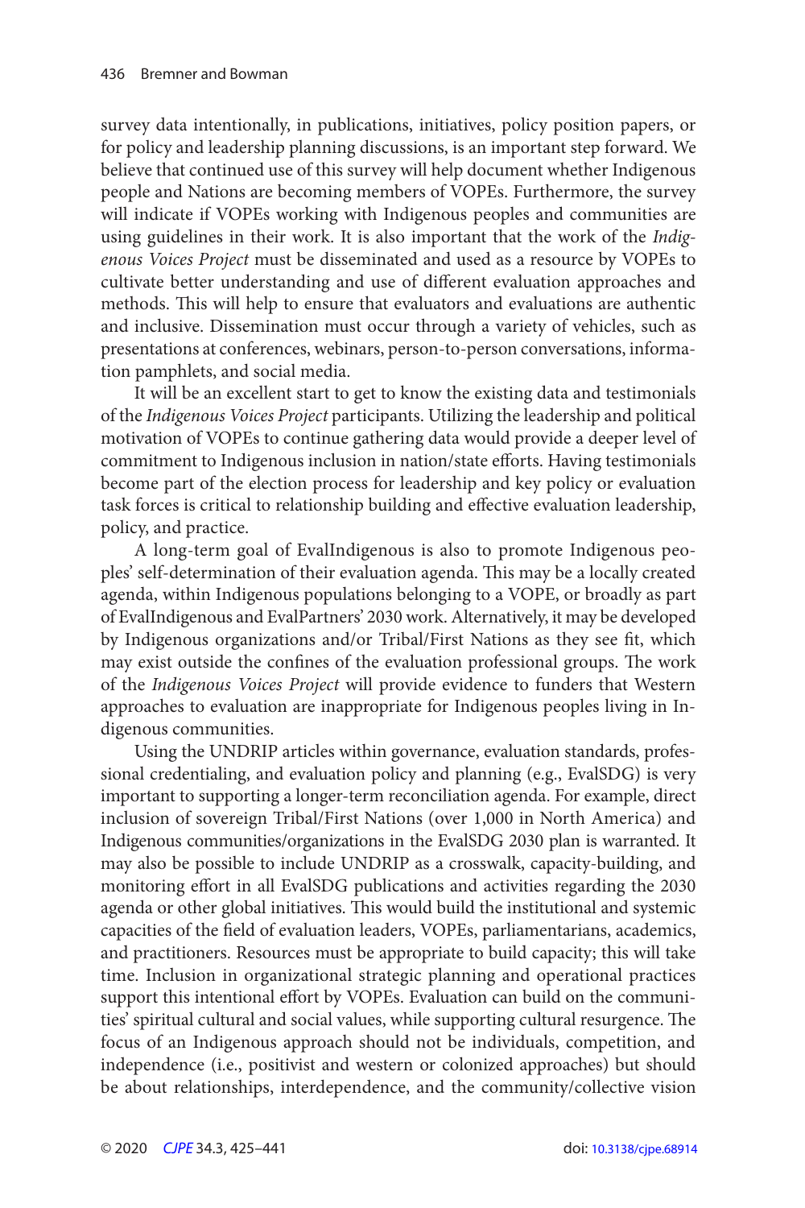survey data intentionally, in publications, initiatives, policy position papers, or for policy and leadership planning discussions, is an important step forward. We believe that continued use of this survey will help document whether Indigenous people and Nations are becoming members of VOPEs. Furthermore, the survey will indicate if VOPEs working with Indigenous peoples and communities are using guidelines in their work. It is also important that the work of the *Indigenous Voices Project* must be disseminated and used as a resource by VOPEs to cultivate better understanding and use of different evaluation approaches and methods. This will help to ensure that evaluators and evaluations are authentic and inclusive. Dissemination must occur through a variety of vehicles, such as presentations at conferences, webinars, person-to-person conversations, information pamphlets, and social media.

It will be an excellent start to get to know the existing data and testimonials of the *Indigenous Voices Project* participants. Utilizing the leadership and political motivation of VOPEs to continue gathering data would provide a deeper level of commitment to Indigenous inclusion in nation/state efforts. Having testimonials become part of the election process for leadership and key policy or evaluation task forces is critical to relationship building and effective evaluation leadership, policy, and practice.

A long-term goal of EvalIndigenous is also to promote Indigenous peoples' self-determination of their evaluation agenda. This may be a locally created agenda, within Indigenous populations belonging to a VOPE, or broadly as part of EvalIndigenous and EvalPartners' 2030 work. Alternatively, it may be developed by Indigenous organizations and/or Tribal/First Nations as they see fit, which may exist outside the confines of the evaluation professional groups. The work of the *Indigenous Voices Project* will provide evidence to funders that Western approaches to evaluation are inappropriate for Indigenous peoples living in Indigenous communities.

Using the UNDRIP articles within governance, evaluation standards, professional credentialing, and evaluation policy and planning (e.g., EvalSDG) is very important to supporting a longer-term reconciliation agenda. For example, direct inclusion of sovereign Tribal/First Nations (over 1,000 in North America) and Indigenous communities/organizations in the EvalSDG 2030 plan is warranted. It may also be possible to include UNDRIP as a crosswalk, capacity-building, and monitoring effort in all EvalSDG publications and activities regarding the 2030 agenda or other global initiatives. This would build the institutional and systemic capacities of the field of evaluation leaders, VOPEs, parliamentarians, academics, and practitioners. Resources must be appropriate to build capacity; this will take time. Inclusion in organizational strategic planning and operational practices support this intentional effort by VOPEs. Evaluation can build on the communities' spiritual cultural and social values, while supporting cultural resurgence. The focus of an Indigenous approach should not be individuals, competition, and independence (i.e., positivist and western or colonized approaches) but should be about relationships, interdependence, and the community/collective vision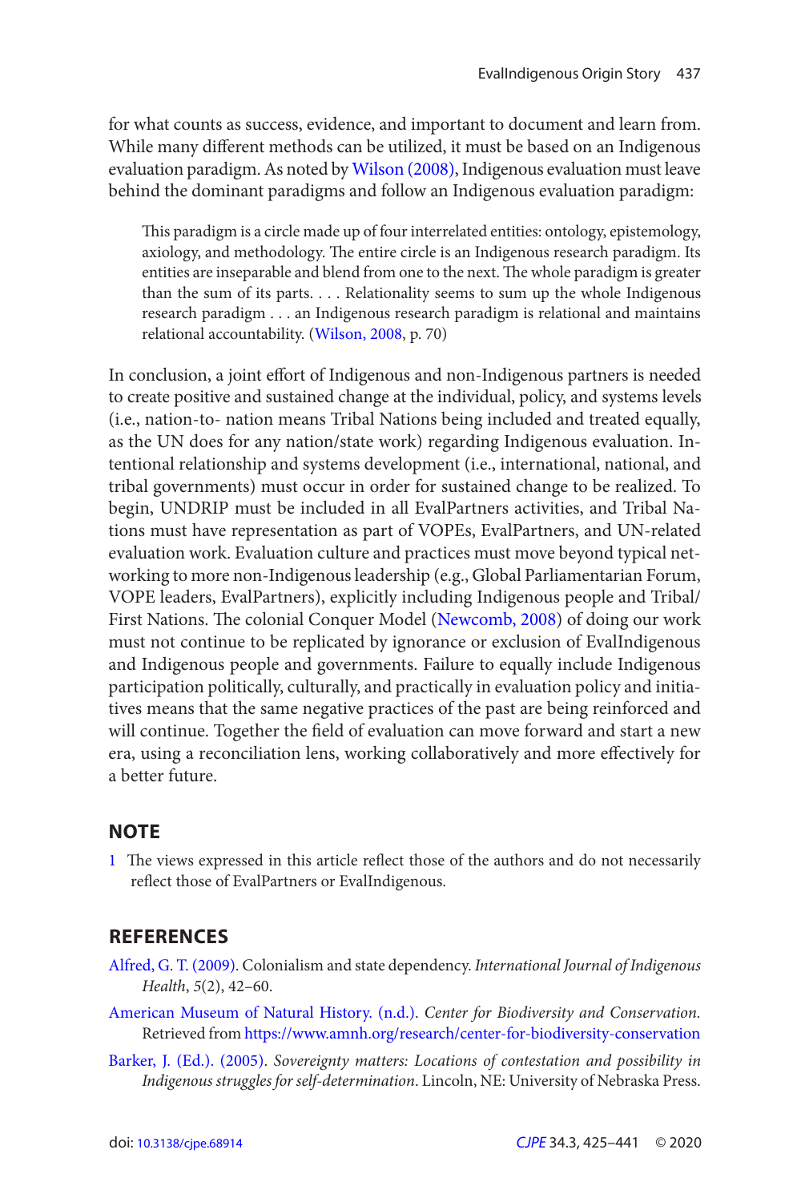for what counts as success, evidence, and important to document and learn from. While many different methods can be utilized, it must be based on an Indigenous evaluation paradigm. As noted by Wilson (2008), Indigenous evaluation must leave behind the dominant paradigms and follow an Indigenous evaluation paradigm:

> This paradigm is a circle made up of four interrelated entities: ontology, epistemology, axiology, and methodology. The entire circle is an Indigenous research paradigm. Its entities are inseparable and blend from one to the next. The whole paradigm is greater than the sum of its parts. . . . Relationality seems to sum up the whole Indigenous research paradigm . . . an Indigenous research paradigm is relational and maintains relational accountability. (Wilson, 2008, p. 70)

In conclusion, a joint effort of Indigenous and non-Indigenous partners is needed to create positive and sustained change at the individual, policy, and systems levels (i.e., nation-to- nation means Tribal Nations being included and treated equally, as the UN does for any nation/state work) regarding Indigenous evaluation. Intentional relationship and systems development (i.e., international, national, and tribal governments) must occur in order for sustained change to be realized. To begin, UNDRIP must be included in all EvalPartners activities, and Tribal Nations must have representation as part of VOPEs, EvalPartners, and UN-related evaluation work. Evaluation culture and practices must move beyond typical networking to more non-Indigenous leadership (e.g., Global Parliamentarian Forum, VOPE leaders, EvalPartners), explicitly including Indigenous people and Tribal/First Nations. The colonial Conquer Model (Newcomb, 2008) of doing our work must not continue to be replicated by ignorance or exclusion of EvalIndigenous and Indigenous people and governments. Failure to equally include Indigenous participation politically, culturally, and practically in evaluation policy and initiatives means that the same negative practices of the past are being reinforced and will continue. Together the field of evaluation can move forward and start a new era, using a reconciliation lens, working collaboratively and more effectively for a better future.

## NOTE

1 The views expressed in this article reflect those of the authors and do not necessarily reflect those of EvalPartners or EvalIndigenous.

## REFERENCES

Alfred, G. T. (2009). Colonialism and state dependency. *International Journal of Indigenous Health*, *5*(2), 42–60.

American Museum of Natural History. (n.d.). *Center for Biodiversity and Conservation*. Retrieved from https://www.amnh.org/research/center-for-biodiversity-conservation

Barker, J. (Ed.). (2005). *Sovereignty matters: Locations of contestation and possibility in Indigenous struggles for self-determination*. Lincoln, NE: University of Nebraska Press.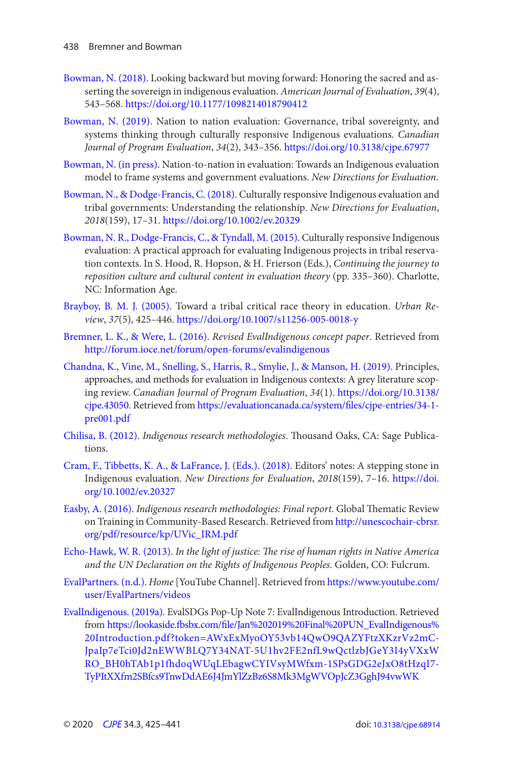Bowman, N. (2018). Looking backward but moving forward: Honoring the sacred and asserting the sovereign in indigenous evaluation. *American Journal of Evaluation*, *39*(4), 543–568. https://doi.org/10.1177/1098214018790412

Bowman, N. (2019). Nation to nation evaluation: Governance, tribal sovereignty, and systems thinking through culturally responsive Indigenous evaluations. *Canadian Journal of Program Evaluation*, *34*(2), 343–356. https://doi.org/10.3138/cjpe.67977

Bowman, N. (in press). Nation-to-nation in evaluation: Towards an Indigenous evaluation model to frame systems and government evaluations. *New Directions for Evaluation*.

Bowman, N., & Dodge-Francis, C. (2018). Culturally responsive Indigenous evaluation and tribal governments: Understanding the relationship. *New Directions for Evaluation*, *2018*(159), 17–31. https://doi.org/10.1002/ev.20329

Bowman, N. R., Dodge-Francis, C., & Tyndall, M. (2015). Culturally responsive Indigenous evaluation: A practical approach for evaluating Indigenous projects in tribal reservation contexts. In S. Hood, R. Hopson, & H. Frierson (Eds.), *Continuing the journey to reposition culture and cultural content in evaluation theory* (pp. 335–360). Charlotte, NC: Information Age.

Brayboy, B. M. J. (2005). Toward a tribal critical race theory in education. *Urban Review*, *37*(5), 425–446. https://doi.org/10.1007/s11256-005-0018-y

Bremner, L. K., & Were, L. (2016). *Revised EvalIndigenous concept paper*. Retrieved from http://forum.ioce.net/forum/open-forums/evalindigenous

Chandna, K., Vine, M., Snelling, S., Harris, R., Smylie, J., & Manson, H. (2019). Principles, approaches, and methods for evaluation in Indigenous contexts: A grey literature scoping review. *Canadian Journal of Program Evaluation*, *34*(1). https://doi.org/10.3138/cjpe.43050. Retrieved from https://evaluationcanada.ca/system/files/cjpe-entries/34-1-pre001.pdf

Chilisa, B. (2012). *Indigenous research methodologies*. Thousand Oaks, CA: Sage Publications.

Cram, F., Tibbetts, K. A., & LaFrance, J. (Eds.). (2018). Editors' notes: A stepping stone in Indigenous evaluation. *New Directions for Evaluation*, *2018*(159), 7–16. https://doi.org/10.1002/ev.20327

Easby, A. (2016). *Indigenous research methodologies: Final report*. Global Thematic Review on Training in Community-Based Research. Retrieved from http://unescochair-cbrsr.org/pdf/resource/kp/UVic_IRM.pdf

Echo-Hawk, W. R. (2013). *In the light of justice: The rise of human rights in Native America and the UN Declaration on the Rights of Indigenous Peoples*. Golden, CO: Fulcrum.

EvalPartners. (n.d.). *Home* [YouTube Channel]. Retrieved from https://www.youtube.com/user/EvalPartners/videos

EvalIndigenous. (2019a). EvalSDGs Pop-Up Note 7: EvalIndigenous Introduction. Retrieved from https://lookaside.fbsbx.com/file/Jan%202019%20Final%20PUN_EvalIndigenous%20Introduction.pdf?token=AWxExMyoOY53vb14QwO9QAZYFtzXKzrVz2mC-JpaIp7eTci0Jd2nEWWBLQ7Y34NAT-5U1hv2FE2nfL9wQctlzbJGeY3I4yVXxWRO_BH0hTAb1p1fhdoqWUqLEbagwCYIVsyMWfxm-1SPsGDG2eJxO8tHzqI7-TyPItXXfm2SBfcs9TnwDdAE6J4JmYlZzBz6S8Mk3MgWVOpJcZ3GghJ94vwWK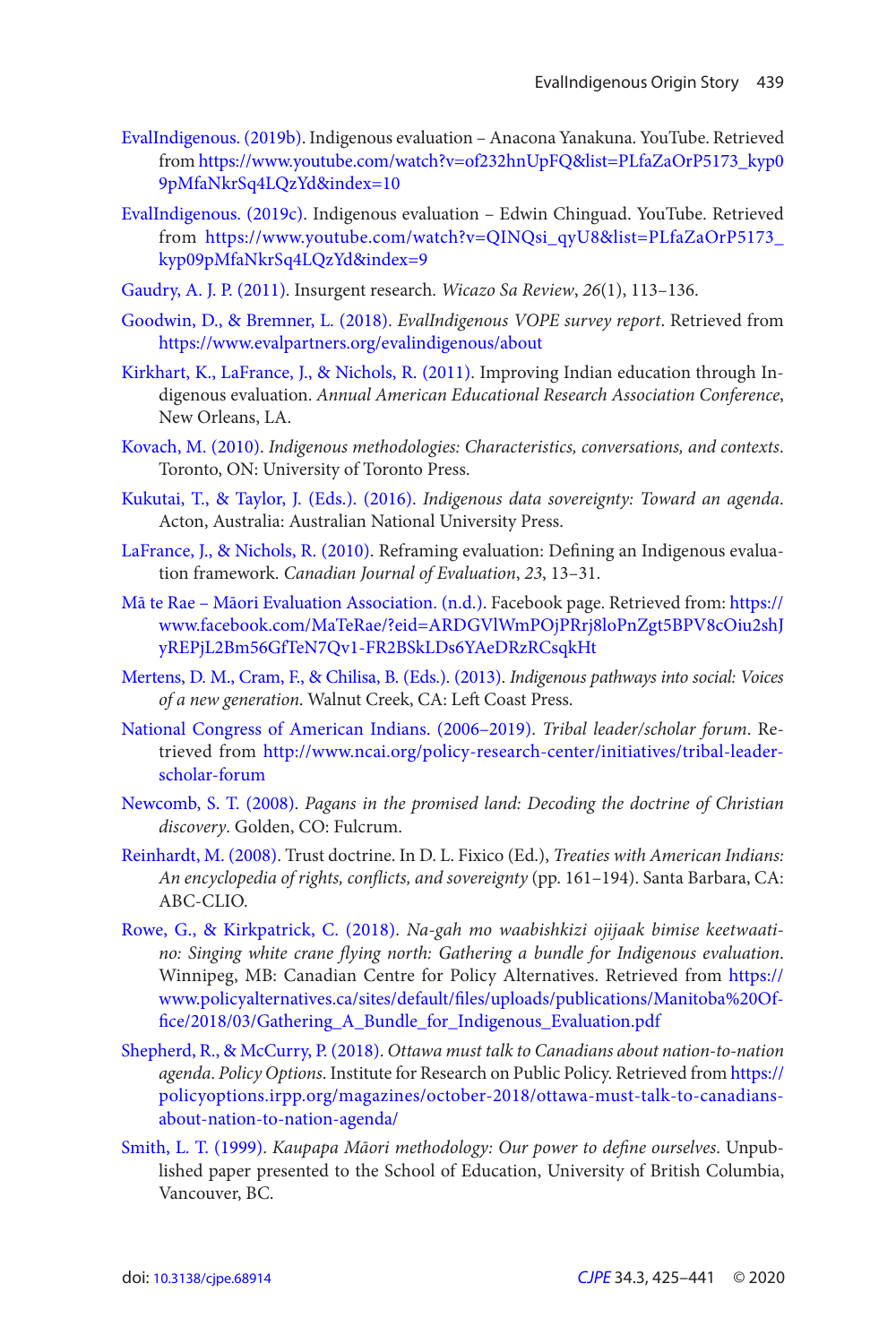EvalIndigenous. (2019b). Indigenous evaluation – Anacona Yanakuna. YouTube. Retrieved from https://www.youtube.com/watch?v=of232hnUpFQ&list=PLfaZaOrP5173_kyp09pMfaNkrSq4LQzYd&index=10

EvalIndigenous. (2019c). Indigenous evaluation – Edwin Chinguad. YouTube. Retrieved from https://www.youtube.com/watch?v=QINQsi_qyU8&list=PLfaZaOrP5173_kyp09pMfaNkrSq4LQzYd&index=9

Gaudry, A. J. P. (2011). Insurgent research. *Wicazo Sa Review*, *26*(1), 113–136.

Goodwin, D., & Bremner, L. (2018). *EvalIndigenous VOPE survey report*. Retrieved from https://www.evalpartners.org/evalindigenous/about

Kirkhart, K., LaFrance, J., & Nichols, R. (2011). Improving Indian education through Indigenous evaluation. *Annual American Educational Research Association Conference*, New Orleans, LA.

Kovach, M. (2010). *Indigenous methodologies: Characteristics, conversations, and contexts*. Toronto, ON: University of Toronto Press.

Kukutai, T., & Taylor, J. (Eds.). (2016). *Indigenous data sovereignty: Toward an agenda*. Acton, Australia: Australian National University Press.

LaFrance, J., & Nichols, R. (2010). Reframing evaluation: Defining an Indigenous evaluation framework. *Canadian Journal of Evaluation*, *23*, 13–31.

Mā te Rae – Māori Evaluation Association. (n.d.). Facebook page. Retrieved from: https://www.facebook.com/MaTeRae/?eid=ARDGVlWmPOjPRrj8loPnZgt5BPV8cOiu2shJyREPjL2Bm56GfTeN7Qv1-FR2BSkLDs6YAeDRzRCsqkHt

Mertens, D. M., Cram, F., & Chilisa, B. (Eds.). (2013). *Indigenous pathways into social: Voices of a new generation*. Walnut Creek, CA: Left Coast Press.

National Congress of American Indians. (2006–2019). *Tribal leader/scholar forum*. Retrieved from http://www.ncai.org/policy-research-center/initiatives/tribal-leader-scholar-forum

Newcomb, S. T. (2008). *Pagans in the promised land: Decoding the doctrine of Christian discovery*. Golden, CO: Fulcrum.

Reinhardt, M. (2008). Trust doctrine. In D. L. Fixico (Ed.), *Treaties with American Indians: An encyclopedia of rights, conflicts, and sovereignty* (pp. 161–194). Santa Barbara, CA: ABC-CLIO.

Rowe, G., & Kirkpatrick, C. (2018). *Na-gah mo waabishkizi ojijaak bimise keetwaatino: Singing white crane flying north: Gathering a bundle for Indigenous evaluation*. Winnipeg, MB: Canadian Centre for Policy Alternatives. Retrieved from https://www.policyalternatives.ca/sites/default/files/uploads/publications/Manitoba%20Office/2018/03/Gathering_A_Bundle_for_Indigenous_Evaluation.pdf

Shepherd, R., & McCurry, P. (2018). *Ottawa must talk to Canadians about nation-to-nation agenda. Policy Options*. Institute for Research on Public Policy. Retrieved from https://policyoptions.irpp.org/magazines/october-2018/ottawa-must-talk-to-canadians-about-nation-to-nation-agenda/

Smith, L. T. (1999). *Kaupapa Māori methodology: Our power to define ourselves*. Unpublished paper presented to the School of Education, University of British Columbia, Vancouver, BC.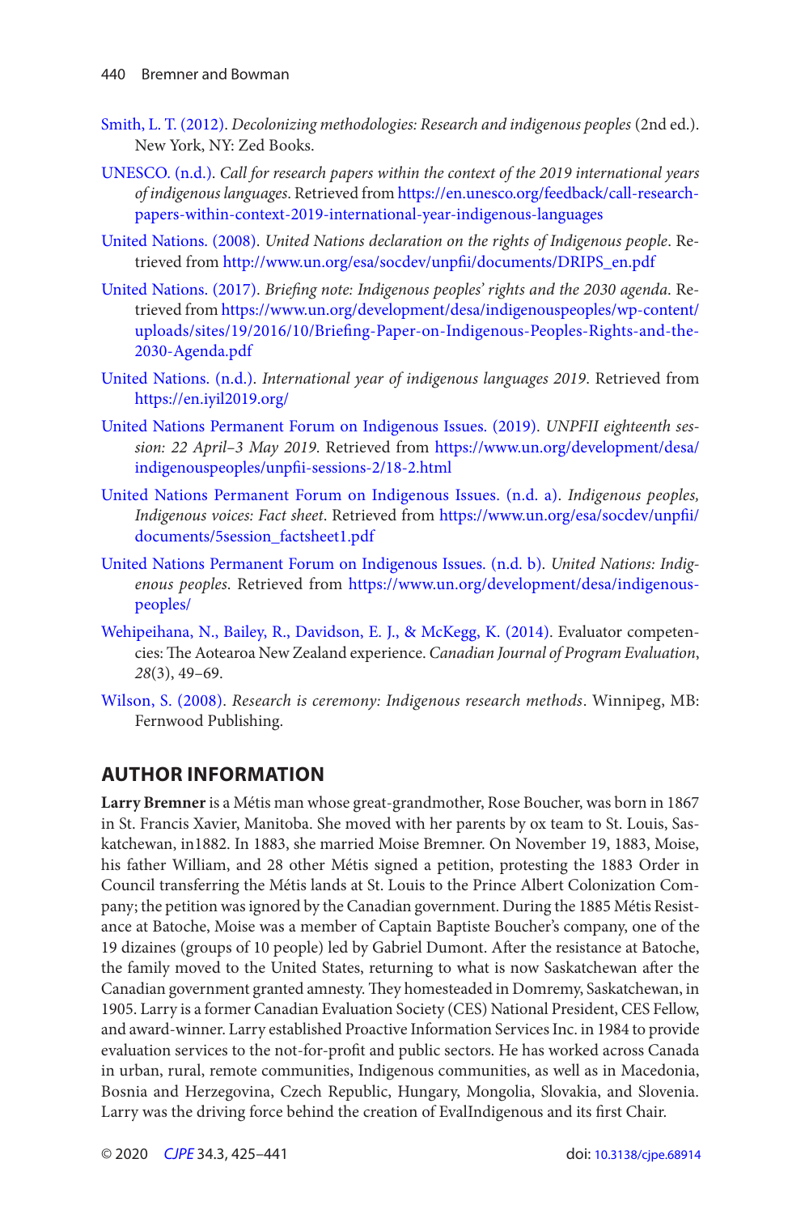Smith, L. T. (2012). *Decolonizing methodologies: Research and indigenous peoples* (2nd ed.). New York, NY: Zed Books.

UNESCO. (n.d.). *Call for research papers within the context of the 2019 international years of indigenous languages*. Retrieved from https://en.unesco.org/feedback/call-research-papers-within-context-2019-international-year-indigenous-languages

United Nations. (2008). *United Nations declaration on the rights of Indigenous people*. Retrieved from http://www.un.org/esa/socdev/unpfii/documents/DRIPS_en.pdf

United Nations. (2017). *Briefing note: Indigenous peoples' rights and the 2030 agenda*. Retrieved from https://www.un.org/development/desa/indigenouspeoples/wp-content/uploads/sites/19/2016/10/Briefing-Paper-on-Indigenous-Peoples-Rights-and-the-2030-Agenda.pdf

United Nations. (n.d.). *International year of indigenous languages 2019*. Retrieved from https://en.iyil2019.org/

United Nations Permanent Forum on Indigenous Issues. (2019). *UNPFII eighteenth session: 22 April–3 May 2019*. Retrieved from https://www.un.org/development/desa/indigenouspeoples/unpfii-sessions-2/18-2.html

United Nations Permanent Forum on Indigenous Issues. (n.d. a). *Indigenous peoples, Indigenous voices: Fact sheet*. Retrieved from https://www.un.org/esa/socdev/unpfii/documents/5session_factsheet1.pdf

United Nations Permanent Forum on Indigenous Issues. (n.d. b). *United Nations: Indigenous peoples*. Retrieved from https://www.un.org/development/desa/indigenous-peoples/

Wehipeihana, N., Bailey, R., Davidson, E. J., & McKegg, K. (2014). Evaluator competencies: The Aotearoa New Zealand experience. *Canadian Journal of Program Evaluation*, *28*(3), 49–69.

Wilson, S. (2008). *Research is ceremony: Indigenous research methods*. Winnipeg, MB: Fernwood Publishing.

## AUTHOR INFORMATION

**Larry Bremner** is a Métis man whose great-grandmother, Rose Boucher, was born in 1867 in St. Francis Xavier, Manitoba. She moved with her parents by ox team to St. Louis, Saskatchewan, in1882. In 1883, she married Moise Bremner. On November 19, 1883, Moise, his father William, and 28 other Métis signed a petition, protesting the 1883 Order in Council transferring the Métis lands at St. Louis to the Prince Albert Colonization Company; the petition was ignored by the Canadian government. During the 1885 Métis Resistance at Batoche, Moise was a member of Captain Baptiste Boucher's company, one of the 19 dizaines (groups of 10 people) led by Gabriel Dumont. After the resistance at Batoche, the family moved to the United States, returning to what is now Saskatchewan after the Canadian government granted amnesty. They homesteaded in Domremy, Saskatchewan, in 1905. Larry is a former Canadian Evaluation Society (CES) National President, CES Fellow, and award-winner. Larry established Proactive Information Services Inc. in 1984 to provide evaluation services to the not-for-profit and public sectors. He has worked across Canada in urban, rural, remote communities, Indigenous communities, as well as in Macedonia, Bosnia and Herzegovina, Czech Republic, Hungary, Mongolia, Slovakia, and Slovenia. Larry was the driving force behind the creation of EvalIndigenous and its first Chair.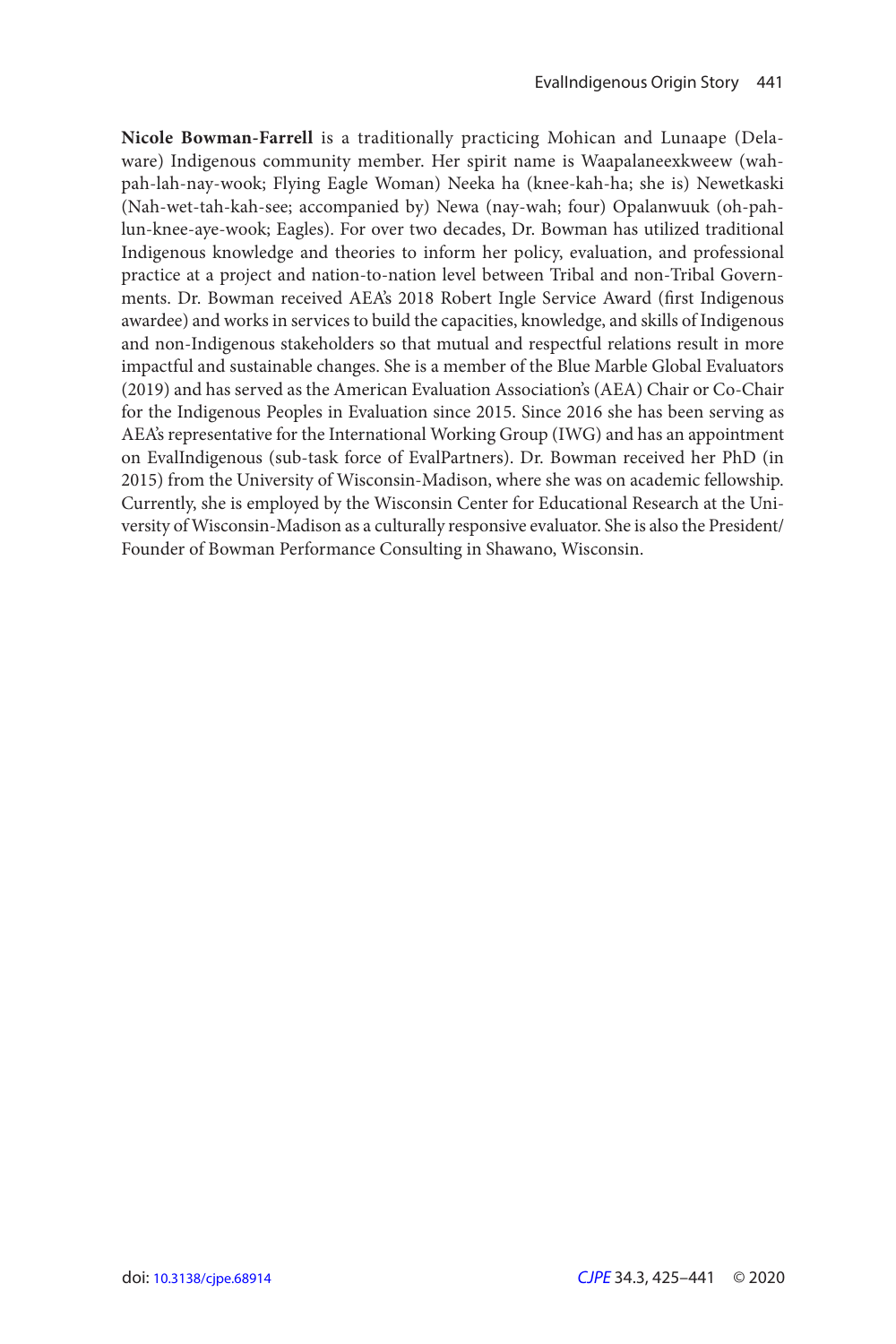**Nicole Bowman-Farrell** is a traditionally practicing Mohican and Lunaape (Delaware) Indigenous community member. Her spirit name is Waapalaneexkweew (wah-pah-lah-nay-wook; Flying Eagle Woman) Neeka ha (knee-kah-ha; she is) Newetkaski (Nah-wet-tah-kah-see; accompanied by) Newa (nay-wah; four) Opalanwuuk (oh-pah-lun-knee-aye-wook; Eagles). For over two decades, Dr. Bowman has utilized traditional Indigenous knowledge and theories to inform her policy, evaluation, and professional practice at a project and nation-to-nation level between Tribal and non-Tribal Governments. Dr. Bowman received AEA's 2018 Robert Ingle Service Award (first Indigenous awardee) and works in services to build the capacities, knowledge, and skills of Indigenous and non-Indigenous stakeholders so that mutual and respectful relations result in more impactful and sustainable changes. She is a member of the Blue Marble Global Evaluators (2019) and has served as the American Evaluation Association's (AEA) Chair or Co-Chair for the Indigenous Peoples in Evaluation since 2015. Since 2016 she has been serving as AEA's representative for the International Working Group (IWG) and has an appointment on EvalIndigenous (sub-task force of EvalPartners). Dr. Bowman received her PhD (in 2015) from the University of Wisconsin-Madison, where she was on academic fellowship. Currently, she is employed by the Wisconsin Center for Educational Research at the University of Wisconsin-Madison as a culturally responsive evaluator. She is also the President/Founder of Bowman Performance Consulting in Shawano, Wisconsin.